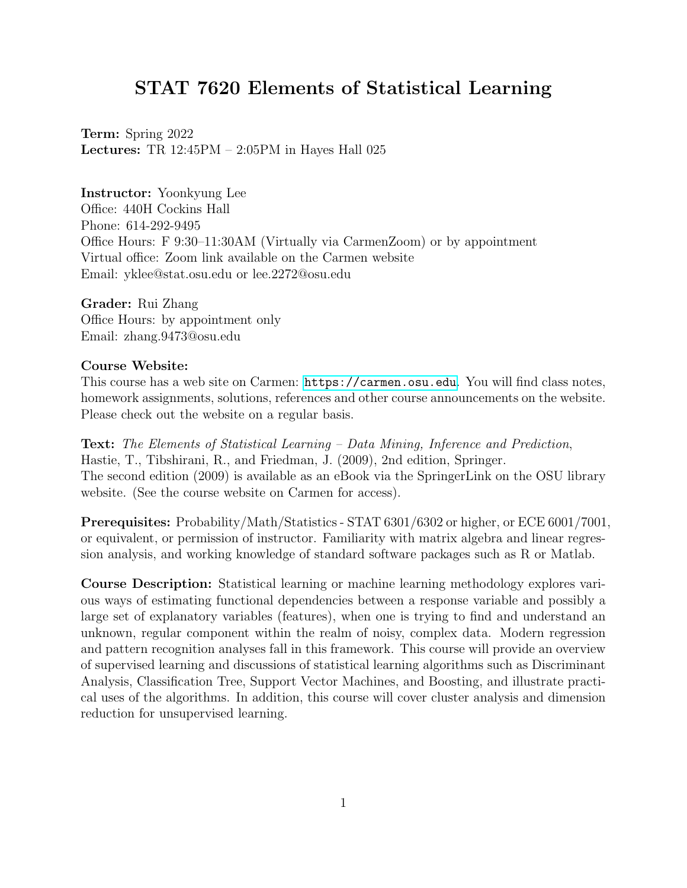# STAT 7620 Elements of Statistical Learning

**Term:** Spring 2022
**Lectures:** TR 12:45PM – 2:05PM in Hayes Hall 025

**Instructor:** Yoonkyung Lee
Office: 440H Cockins Hall
Phone: 614-292-9495
Office Hours: F 9:30–11:30AM (Virtually via CarmenZoom) or by appointment
Virtual office: Zoom link available on the Carmen website
Email: yklee@stat.osu.edu or lee.2272@osu.edu

**Grader:** Rui Zhang
Office Hours: by appointment only
Email: zhang.9473@osu.edu

**Course Website:**
This course has a web site on Carmen: https://carmen.osu.edu. You will find class notes, homework assignments, solutions, references and other course announcements on the website. Please check out the website on a regular basis.

**Text:** *The Elements of Statistical Learning – Data Mining, Inference and Prediction*, Hastie, T., Tibshirani, R., and Friedman, J. (2009), 2nd edition, Springer.
The second edition (2009) is available as an eBook via the SpringerLink on the OSU library website. (See the course website on Carmen for access).

**Prerequisites:** Probability/Math/Statistics - STAT 6301/6302 or higher, or ECE 6001/7001, or equivalent, or permission of instructor. Familiarity with matrix algebra and linear regression analysis, and working knowledge of standard software packages such as R or Matlab.

**Course Description:** Statistical learning or machine learning methodology explores various ways of estimating functional dependencies between a response variable and possibly a large set of explanatory variables (features), when one is trying to find and understand an unknown, regular component within the realm of noisy, complex data. Modern regression and pattern recognition analyses fall in this framework. This course will provide an overview of supervised learning and discussions of statistical learning algorithms such as Discriminant Analysis, Classification Tree, Support Vector Machines, and Boosting, and illustrate practical uses of the algorithms. In addition, this course will cover cluster analysis and dimension reduction for unsupervised learning.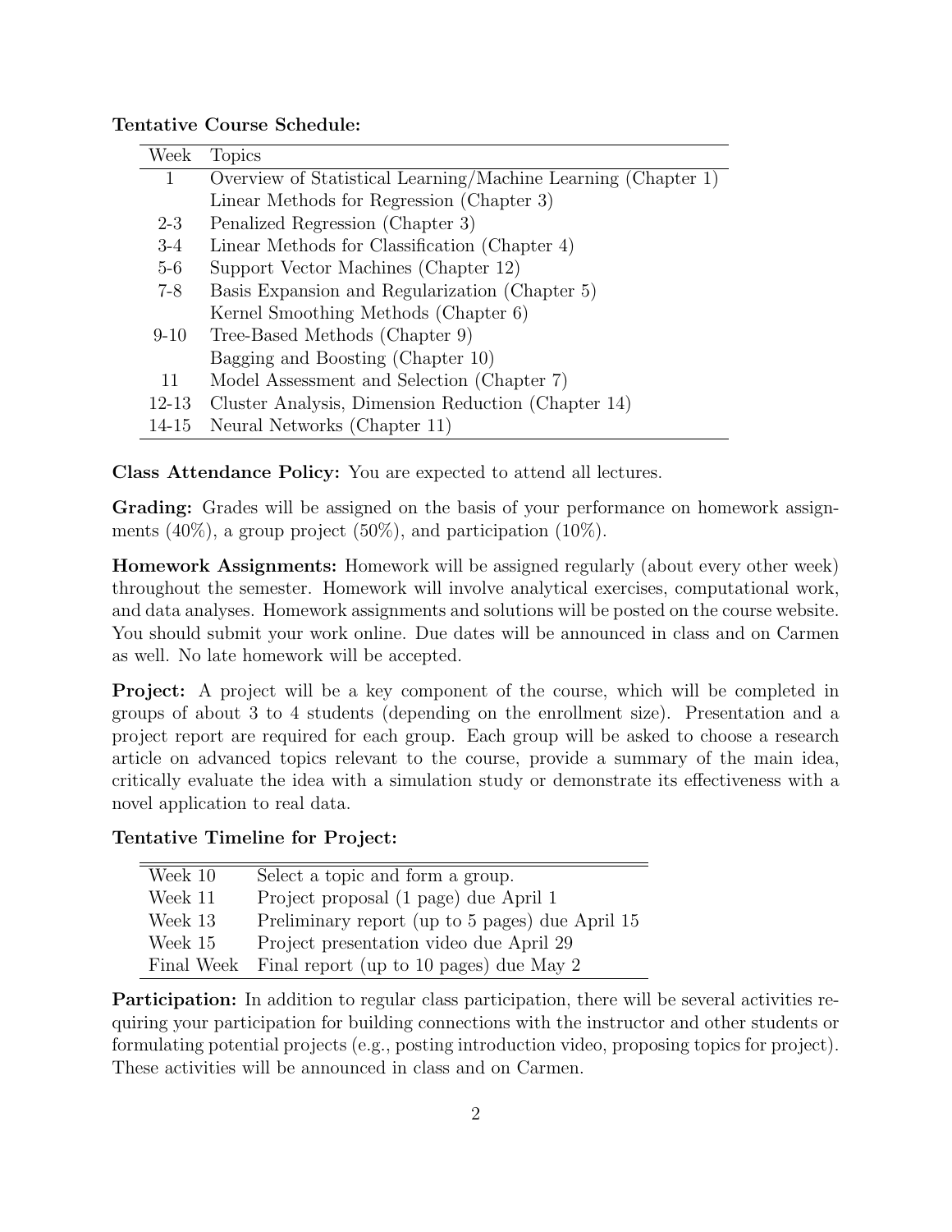**Tentative Course Schedule:**

| Week | Topics |
|---|---|
| 1 | Overview of Statistical Learning/Machine Learning (Chapter 1) |
| | Linear Methods for Regression (Chapter 3) |
| 2-3 | Penalized Regression (Chapter 3) |
| 3-4 | Linear Methods for Classification (Chapter 4) |
| 5-6 | Support Vector Machines (Chapter 12) |
| 7-8 | Basis Expansion and Regularization (Chapter 5) |
| | Kernel Smoothing Methods (Chapter 6) |
| 9-10 | Tree-Based Methods (Chapter 9) |
| | Bagging and Boosting (Chapter 10) |
| 11 | Model Assessment and Selection (Chapter 7) |
| 12-13 | Cluster Analysis, Dimension Reduction (Chapter 14) |
| 14-15 | Neural Networks (Chapter 11) |

**Class Attendance Policy:** You are expected to attend all lectures.

**Grading:** Grades will be assigned on the basis of your performance on homework assignments (40%), a group project (50%), and participation (10%).

**Homework Assignments:** Homework will be assigned regularly (about every other week) throughout the semester. Homework will involve analytical exercises, computational work, and data analyses. Homework assignments and solutions will be posted on the course website. You should submit your work online. Due dates will be announced in class and on Carmen as well. No late homework will be accepted.

**Project:** A project will be a key component of the course, which will be completed in groups of about 3 to 4 students (depending on the enrollment size). Presentation and a project report are required for each group. Each group will be asked to choose a research article on advanced topics relevant to the course, provide a summary of the main idea, critically evaluate the idea with a simulation study or demonstrate its effectiveness with a novel application to real data.

**Tentative Timeline for Project:**

| | |
|---|---|
| Week 10 | Select a topic and form a group. |
| Week 11 | Project proposal (1 page) due April 1 |
| Week 13 | Preliminary report (up to 5 pages) due April 15 |
| Week 15 | Project presentation video due April 29 |
| Final Week | Final report (up to 10 pages) due May 2 |

**Participation:** In addition to regular class participation, there will be several activities requiring your participation for building connections with the instructor and other students or formulating potential projects (e.g., posting introduction video, proposing topics for project). These activities will be announced in class and on Carmen.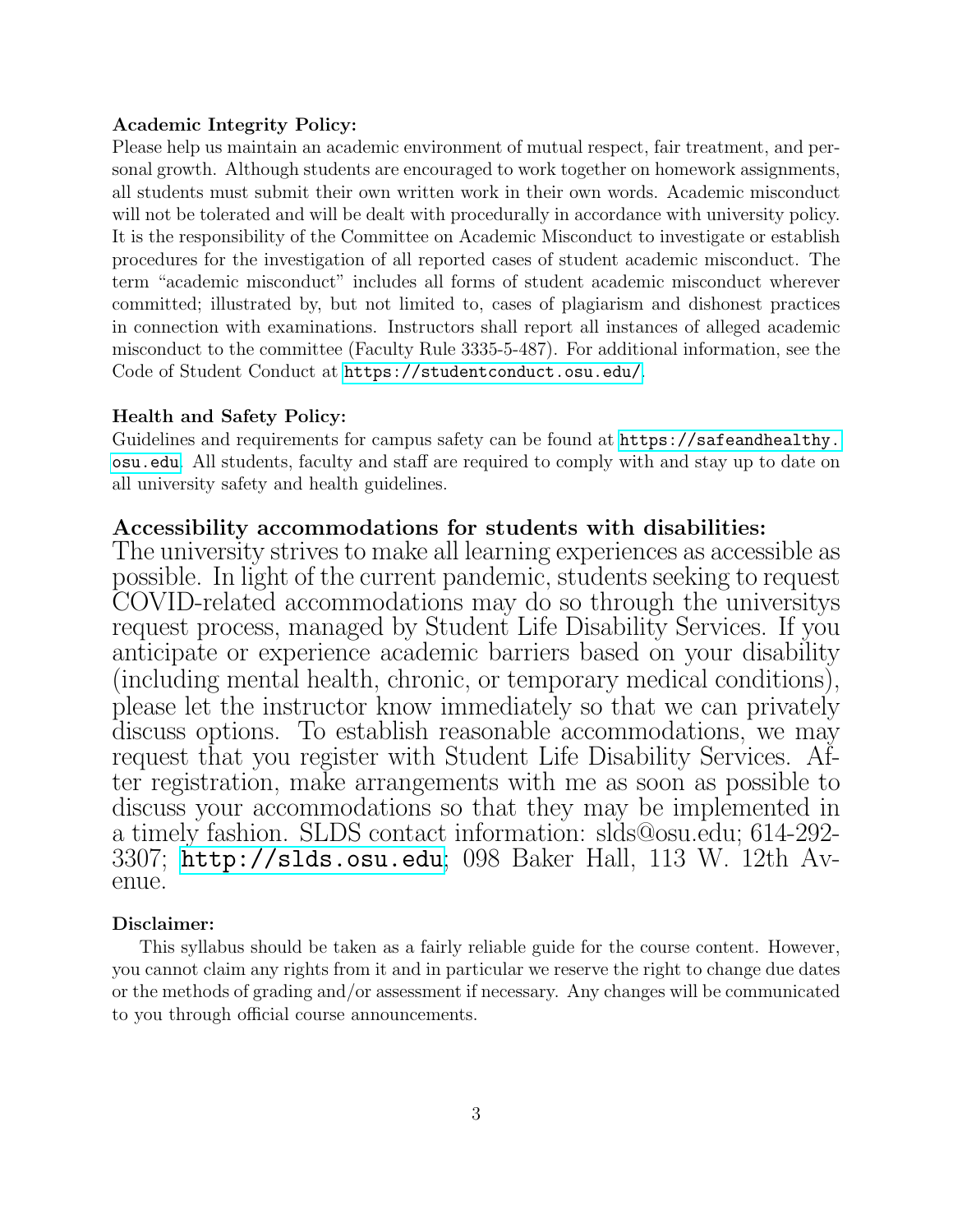**Academic Integrity Policy:**
Please help us maintain an academic environment of mutual respect, fair treatment, and personal growth. Although students are encouraged to work together on homework assignments, all students must submit their own written work in their own words. Academic misconduct will not be tolerated and will be dealt with procedurally in accordance with university policy. It is the responsibility of the Committee on Academic Misconduct to investigate or establish procedures for the investigation of all reported cases of student academic misconduct. The term "academic misconduct" includes all forms of student academic misconduct wherever committed; illustrated by, but not limited to, cases of plagiarism and dishonest practices in connection with examinations. Instructors shall report all instances of alleged academic misconduct to the committee (Faculty Rule 3335-5-487). For additional information, see the Code of Student Conduct at https://studentconduct.osu.edu/.

**Health and Safety Policy:**
Guidelines and requirements for campus safety can be found at https://safeandhealthy.osu.edu. All students, faculty and staff are required to comply with and stay up to date on all university safety and health guidelines.

**Accessibility accommodations for students with disabilities:**
The university strives to make all learning experiences as accessible as possible. In light of the current pandemic, students seeking to request COVID-related accommodations may do so through the universitys request process, managed by Student Life Disability Services. If you anticipate or experience academic barriers based on your disability (including mental health, chronic, or temporary medical conditions), please let the instructor know immediately so that we can privately discuss options. To establish reasonable accommodations, we may request that you register with Student Life Disability Services. After registration, make arrangements with me as soon as possible to discuss your accommodations so that they may be implemented in a timely fashion. SLDS contact information: slds@osu.edu; 614-292-3307; http://slds.osu.edu; 098 Baker Hall, 113 W. 12th Avenue.

**Disclaimer:**
This syllabus should be taken as a fairly reliable guide for the course content. However, you cannot claim any rights from it and in particular we reserve the right to change due dates or the methods of grading and/or assessment if necessary. Any changes will be communicated to you through official course announcements.